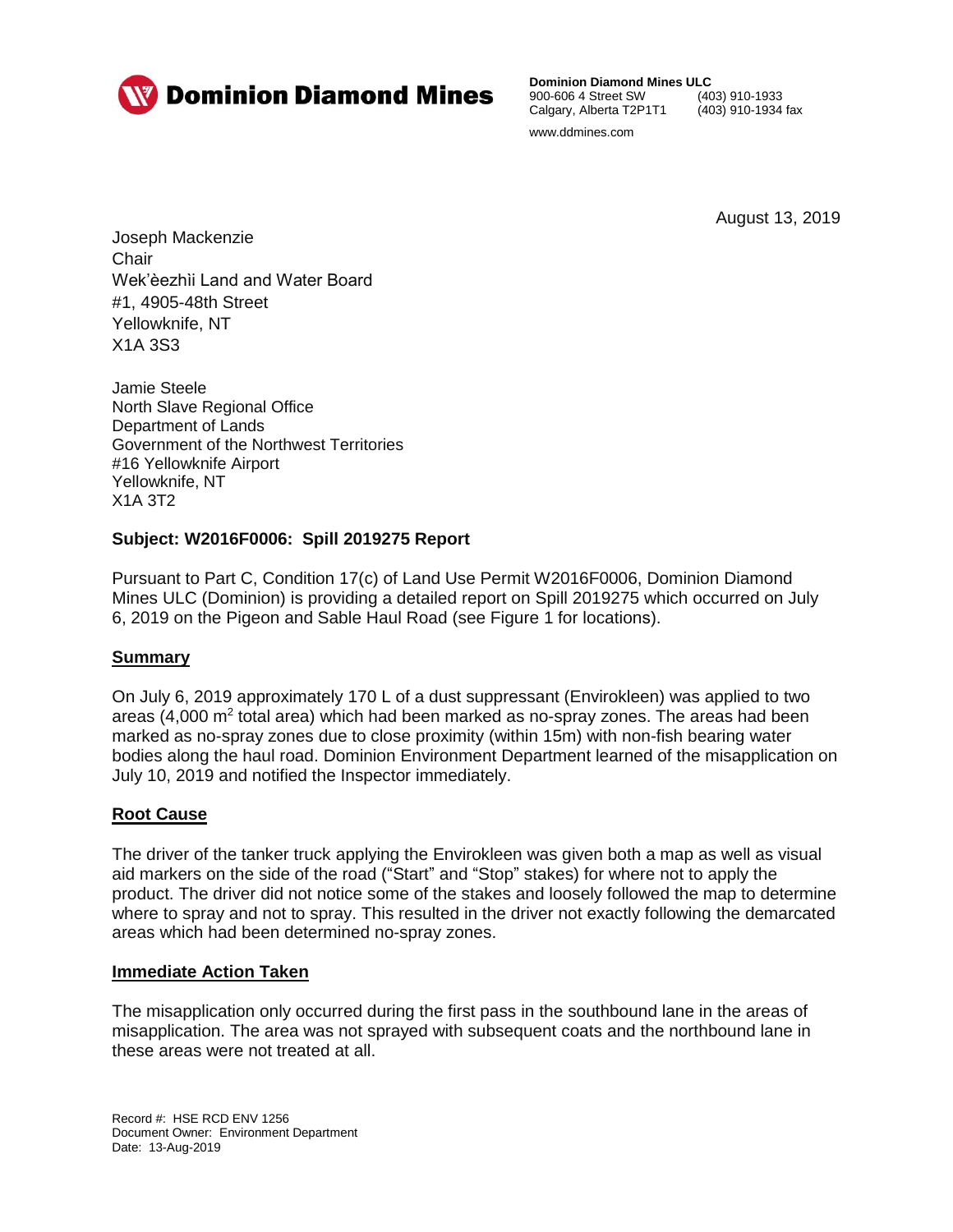**Dominion Diamond Mines**

**Dominion Diamond Mines ULC**
900-606 4 Street SW (403) 910-1933
Calgary, Alberta T2P1T1 (403) 910-1934 fax
www.ddmines.com

August 13, 2019

Joseph Mackenzie
Chair
Wek'èezhìi Land and Water Board
#1, 4905-48th Street
Yellowknife, NT
X1A 3S3

Jamie Steele
North Slave Regional Office
Department of Lands
Government of the Northwest Territories
#16 Yellowknife Airport
Yellowknife, NT
X1A 3T2

**Subject: W2016F0006: Spill 2019275 Report**

Pursuant to Part C, Condition 17(c) of Land Use Permit W2016F0006, Dominion Diamond Mines ULC (Dominion) is providing a detailed report on Spill 2019275 which occurred on July 6, 2019 on the Pigeon and Sable Haul Road (see Figure 1 for locations).

## Summary

On July 6, 2019 approximately 170 L of a dust suppressant (Envirokleen) was applied to two areas (4,000 $m^2$ total area) which had been marked as no-spray zones. The areas had been marked as no-spray zones due to close proximity (within 15m) with non-fish bearing water bodies along the haul road. Dominion Environment Department learned of the misapplication on July 10, 2019 and notified the Inspector immediately.

## Root Cause

The driver of the tanker truck applying the Envirokleen was given both a map as well as visual aid markers on the side of the road ("Start" and "Stop" stakes) for where not to apply the product. The driver did not notice some of the stakes and loosely followed the map to determine where to spray and not to spray. This resulted in the driver not exactly following the demarcated areas which had been determined no-spray zones.

## Immediate Action Taken

The misapplication only occurred during the first pass in the southbound lane in the areas of misapplication. The area was not sprayed with subsequent coats and the northbound lane in these areas were not treated at all.

Record #: HSE RCD ENV 1256
Document Owner: Environment Department
Date: 13-Aug-2019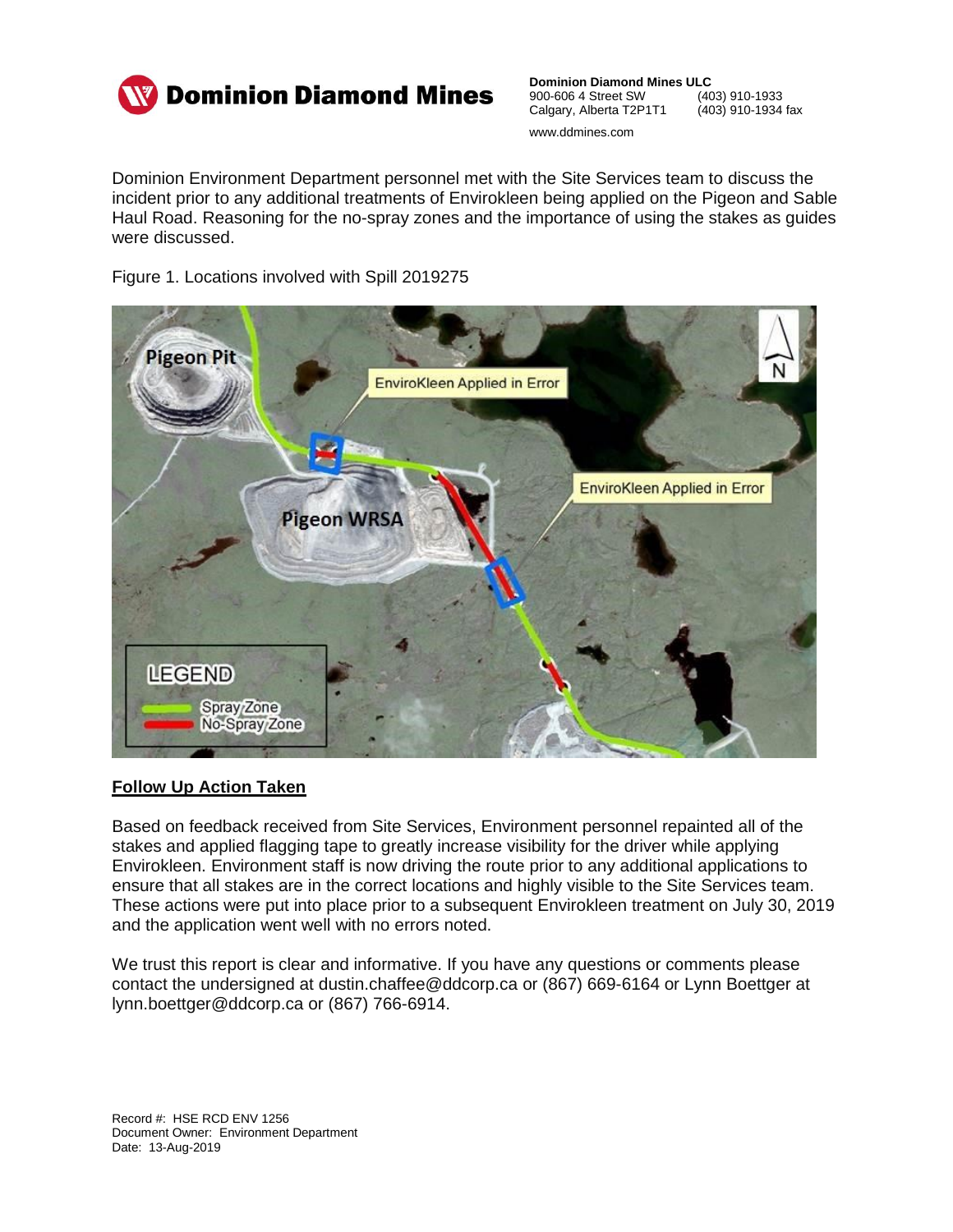Dominion Environment Department personnel met with the Site Services team to discuss the incident prior to any additional treatments of Envirokleen being applied on the Pigeon and Sable Haul Road. Reasoning for the no-spray zones and the importance of using the stakes as guides were discussed.

Figure 1. Locations involved with Spill 2019275

## Follow Up Action Taken

Based on feedback received from Site Services, Environment personnel repainted all of the stakes and applied flagging tape to greatly increase visibility for the driver while applying Envirokleen. Environment staff is now driving the route prior to any additional applications to ensure that all stakes are in the correct locations and highly visible to the Site Services team. These actions were put into place prior to a subsequent Envirokleen treatment on July 30, 2019 and the application went well with no errors noted.

We trust this report is clear and informative. If you have any questions or comments please contact the undersigned at dustin.chaffee@ddcorp.ca or (867) 669-6164 or Lynn Boettger at lynn.boettger@ddcorp.ca or (867) 766-6914.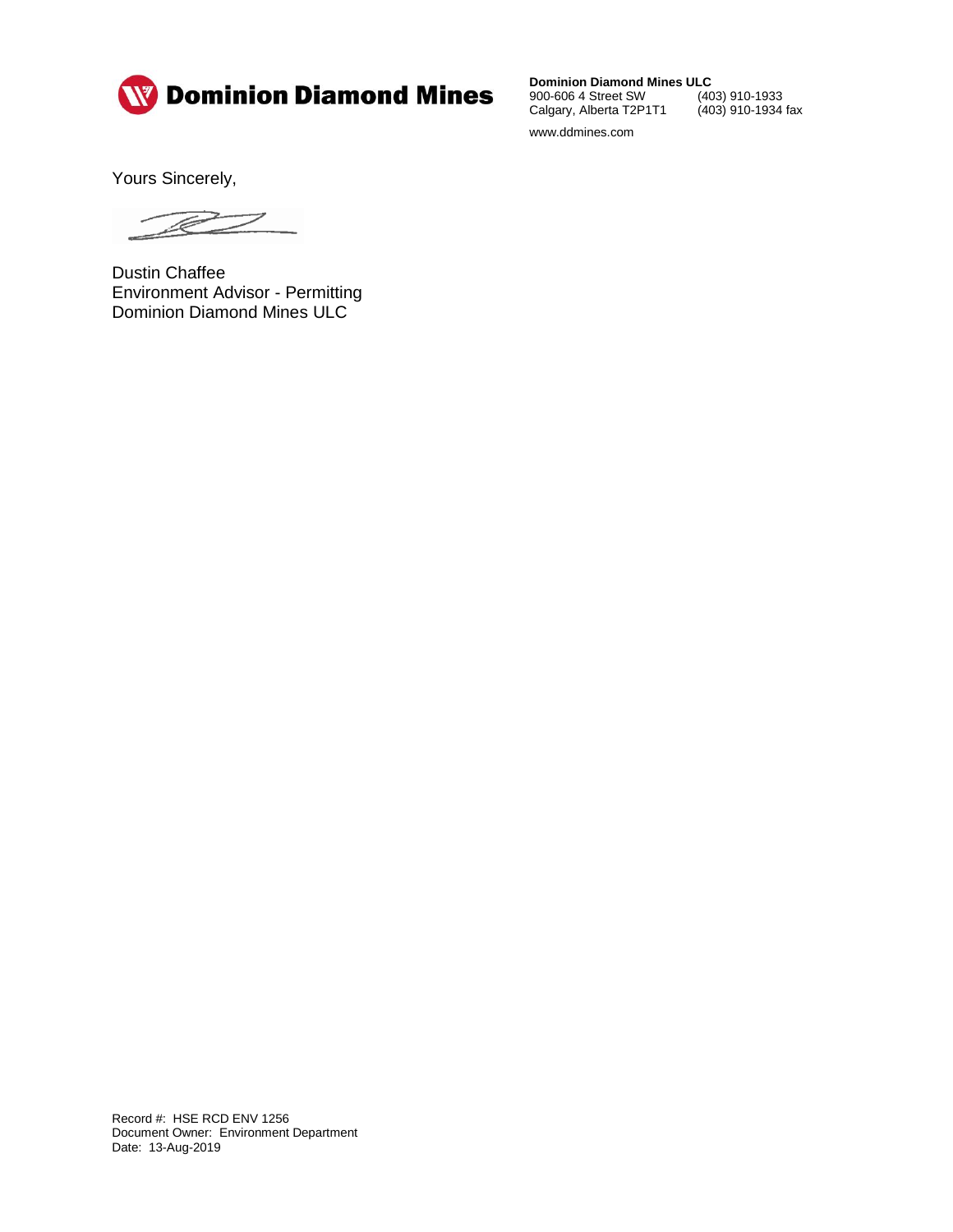**Dominion Diamond Mines ULC**
900-606 4 Street SW (403) 910-1933
Calgary, Alberta T2P1T1 (403) 910-1934 fax

www.ddmines.com

Yours Sincerely,

Dustin Chaffee
Environment Advisor - Permitting
Dominion Diamond Mines ULC

Record #: HSE RCD ENV 1256
Document Owner: Environment Department
Date: 13-Aug-2019